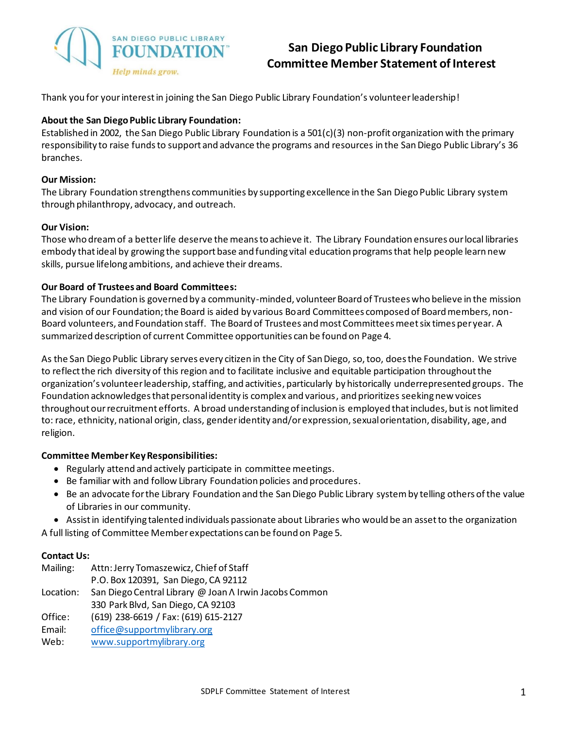SAN DIEGO PUBLIC LIBRARY **FOUNDATION**™
*Help minds grow.*

# San Diego Public Library Foundation
# Committee Member Statement of Interest

Thank you for your interest in joining the San Diego Public Library Foundation's volunteer leadership!

**About the San Diego Public Library Foundation:**
Established in 2002, the San Diego Public Library Foundation is a 501(c)(3) non-profit organization with the primary responsibility to raise funds to support and advance the programs and resources in the San Diego Public Library's 36 branches.

**Our Mission:**
The Library Foundation strengthens communities by supporting excellence in the San Diego Public Library system through philanthropy, advocacy, and outreach.

**Our Vision:**
Those who dream of a better life deserve the means to achieve it. The Library Foundation ensures our local libraries embody that ideal by growing the support base and funding vital education programs that help people learn new skills, pursue lifelong ambitions, and achieve their dreams.

**Our Board of Trustees and Board Committees:**
The Library Foundation is governed by a community-minded, volunteer Board of Trustees who believe in the mission and vision of our Foundation; the Board is aided by various Board Committees composed of Board members, non-Board volunteers, and Foundation staff. The Board of Trustees and most Committees meet six times per year. A summarized description of current Committee opportunities can be found on Page 4.

As the San Diego Public Library serves every citizen in the City of San Diego, so, too, does the Foundation. We strive to reflect the rich diversity of this region and to facilitate inclusive and equitable participation throughout the organization's volunteer leadership, staffing, and activities, particularly by historically underrepresented groups. The Foundation acknowledges that personal identity is complex and various, and prioritizes seeking new voices throughout our recruitment efforts. A broad understanding of inclusion is employed that includes, but is not limited to: race, ethnicity, national origin, class, gender identity and/or expression, sexual orientation, disability, age, and religion.

**Committee Member Key Responsibilities:**

- Regularly attend and actively participate in committee meetings.
- Be familiar with and follow Library Foundation policies and procedures.
- Be an advocate for the Library Foundation and the San Diego Public Library system by telling others of the value of Libraries in our community.
- Assist in identifying talented individuals passionate about Libraries who would be an asset to the organization

A full listing of Committee Member expectations can be found on Page 5.

**Contact Us:**

Mailing: Attn: Jerry Tomaszewicz, Chief of Staff
P.O. Box 120391, San Diego, CA 92112

Location: San Diego Central Library @ Joan ^ Irwin Jacobs Common
330 Park Blvd, San Diego, CA 92103

Office: (619) 238-6619 / Fax: (619) 615-2127

Email: office@supportmylibrary.org

Web: www.supportmylibrary.org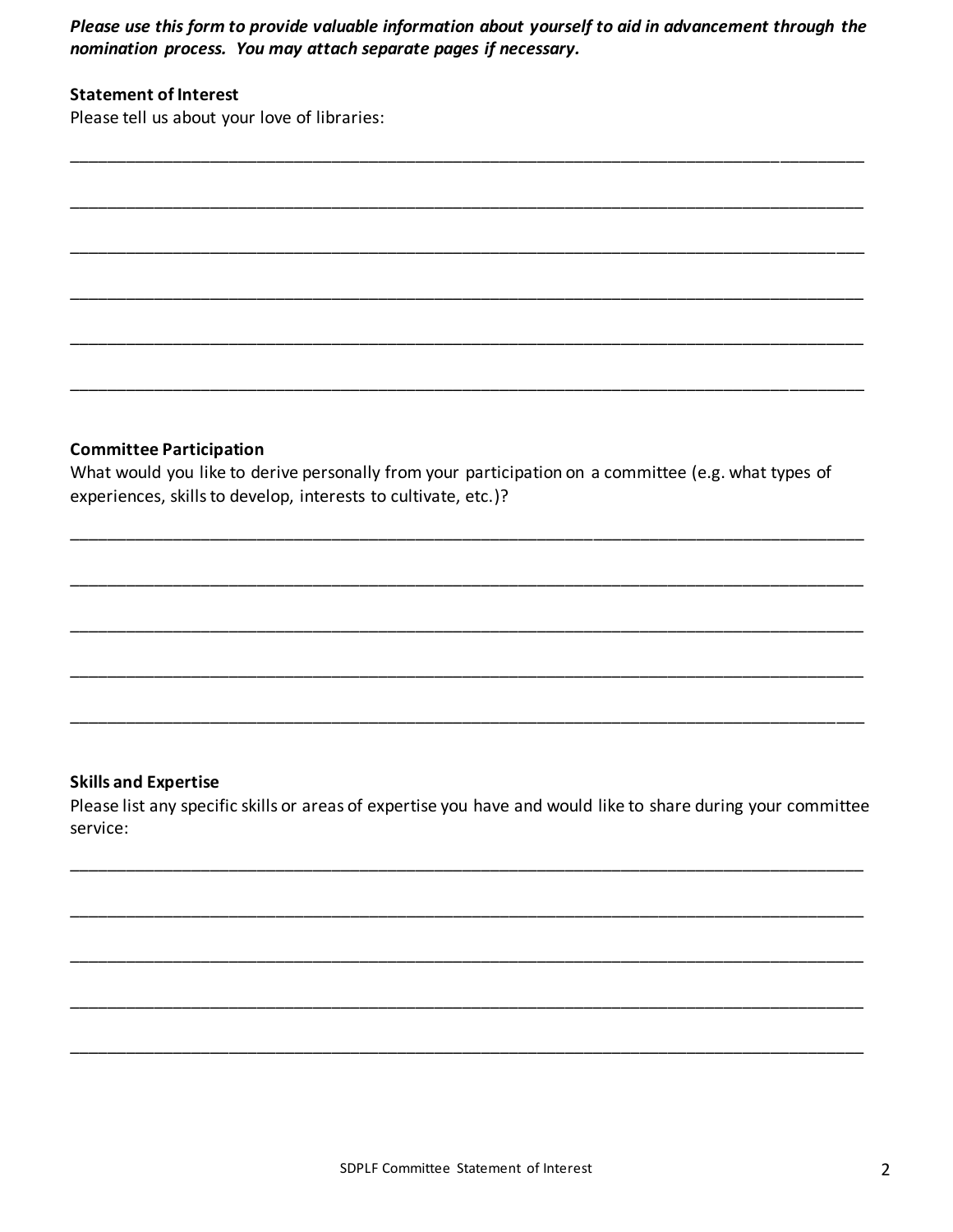***Please use this form to provide valuable information about yourself to aid in advancement through the nomination process. You may attach separate pages if necessary.***

**Statement of Interest**

Please tell us about your love of libraries:

\_\_\_\_\_\_\_\_\_\_\_\_\_\_\_\_\_\_\_\_\_\_\_\_\_\_\_\_\_\_\_\_\_\_\_\_\_\_\_\_\_\_\_\_\_\_\_\_\_\_\_\_\_\_\_\_\_\_\_\_\_\_\_\_\_\_\_\_\_\_\_\_\_\_\_\_\_\_\_\_

\_\_\_\_\_\_\_\_\_\_\_\_\_\_\_\_\_\_\_\_\_\_\_\_\_\_\_\_\_\_\_\_\_\_\_\_\_\_\_\_\_\_\_\_\_\_\_\_\_\_\_\_\_\_\_\_\_\_\_\_\_\_\_\_\_\_\_\_\_\_\_\_\_\_\_\_\_\_\_\_

\_\_\_\_\_\_\_\_\_\_\_\_\_\_\_\_\_\_\_\_\_\_\_\_\_\_\_\_\_\_\_\_\_\_\_\_\_\_\_\_\_\_\_\_\_\_\_\_\_\_\_\_\_\_\_\_\_\_\_\_\_\_\_\_\_\_\_\_\_\_\_\_\_\_\_\_\_\_\_\_

\_\_\_\_\_\_\_\_\_\_\_\_\_\_\_\_\_\_\_\_\_\_\_\_\_\_\_\_\_\_\_\_\_\_\_\_\_\_\_\_\_\_\_\_\_\_\_\_\_\_\_\_\_\_\_\_\_\_\_\_\_\_\_\_\_\_\_\_\_\_\_\_\_\_\_\_\_\_\_\_

\_\_\_\_\_\_\_\_\_\_\_\_\_\_\_\_\_\_\_\_\_\_\_\_\_\_\_\_\_\_\_\_\_\_\_\_\_\_\_\_\_\_\_\_\_\_\_\_\_\_\_\_\_\_\_\_\_\_\_\_\_\_\_\_\_\_\_\_\_\_\_\_\_\_\_\_\_\_\_\_

\_\_\_\_\_\_\_\_\_\_\_\_\_\_\_\_\_\_\_\_\_\_\_\_\_\_\_\_\_\_\_\_\_\_\_\_\_\_\_\_\_\_\_\_\_\_\_\_\_\_\_\_\_\_\_\_\_\_\_\_\_\_\_\_\_\_\_\_\_\_\_\_\_\_\_\_\_\_\_\_

**Committee Participation**

What would you like to derive personally from your participation on a committee (e.g. what types of experiences, skills to develop, interests to cultivate, etc.)?

\_\_\_\_\_\_\_\_\_\_\_\_\_\_\_\_\_\_\_\_\_\_\_\_\_\_\_\_\_\_\_\_\_\_\_\_\_\_\_\_\_\_\_\_\_\_\_\_\_\_\_\_\_\_\_\_\_\_\_\_\_\_\_\_\_\_\_\_\_\_\_\_\_\_\_\_\_\_\_\_

\_\_\_\_\_\_\_\_\_\_\_\_\_\_\_\_\_\_\_\_\_\_\_\_\_\_\_\_\_\_\_\_\_\_\_\_\_\_\_\_\_\_\_\_\_\_\_\_\_\_\_\_\_\_\_\_\_\_\_\_\_\_\_\_\_\_\_\_\_\_\_\_\_\_\_\_\_\_\_\_

\_\_\_\_\_\_\_\_\_\_\_\_\_\_\_\_\_\_\_\_\_\_\_\_\_\_\_\_\_\_\_\_\_\_\_\_\_\_\_\_\_\_\_\_\_\_\_\_\_\_\_\_\_\_\_\_\_\_\_\_\_\_\_\_\_\_\_\_\_\_\_\_\_\_\_\_\_\_\_\_

\_\_\_\_\_\_\_\_\_\_\_\_\_\_\_\_\_\_\_\_\_\_\_\_\_\_\_\_\_\_\_\_\_\_\_\_\_\_\_\_\_\_\_\_\_\_\_\_\_\_\_\_\_\_\_\_\_\_\_\_\_\_\_\_\_\_\_\_\_\_\_\_\_\_\_\_\_\_\_\_

\_\_\_\_\_\_\_\_\_\_\_\_\_\_\_\_\_\_\_\_\_\_\_\_\_\_\_\_\_\_\_\_\_\_\_\_\_\_\_\_\_\_\_\_\_\_\_\_\_\_\_\_\_\_\_\_\_\_\_\_\_\_\_\_\_\_\_\_\_\_\_\_\_\_\_\_\_\_\_\_

**Skills and Expertise**

Please list any specific skills or areas of expertise you have and would like to share during your committee service:

\_\_\_\_\_\_\_\_\_\_\_\_\_\_\_\_\_\_\_\_\_\_\_\_\_\_\_\_\_\_\_\_\_\_\_\_\_\_\_\_\_\_\_\_\_\_\_\_\_\_\_\_\_\_\_\_\_\_\_\_\_\_\_\_\_\_\_\_\_\_\_\_\_\_\_\_\_\_\_\_

\_\_\_\_\_\_\_\_\_\_\_\_\_\_\_\_\_\_\_\_\_\_\_\_\_\_\_\_\_\_\_\_\_\_\_\_\_\_\_\_\_\_\_\_\_\_\_\_\_\_\_\_\_\_\_\_\_\_\_\_\_\_\_\_\_\_\_\_\_\_\_\_\_\_\_\_\_\_\_\_

\_\_\_\_\_\_\_\_\_\_\_\_\_\_\_\_\_\_\_\_\_\_\_\_\_\_\_\_\_\_\_\_\_\_\_\_\_\_\_\_\_\_\_\_\_\_\_\_\_\_\_\_\_\_\_\_\_\_\_\_\_\_\_\_\_\_\_\_\_\_\_\_\_\_\_\_\_\_\_\_

\_\_\_\_\_\_\_\_\_\_\_\_\_\_\_\_\_\_\_\_\_\_\_\_\_\_\_\_\_\_\_\_\_\_\_\_\_\_\_\_\_\_\_\_\_\_\_\_\_\_\_\_\_\_\_\_\_\_\_\_\_\_\_\_\_\_\_\_\_\_\_\_\_\_\_\_\_\_\_\_

\_\_\_\_\_\_\_\_\_\_\_\_\_\_\_\_\_\_\_\_\_\_\_\_\_\_\_\_\_\_\_\_\_\_\_\_\_\_\_\_\_\_\_\_\_\_\_\_\_\_\_\_\_\_\_\_\_\_\_\_\_\_\_\_\_\_\_\_\_\_\_\_\_\_\_\_\_\_\_\_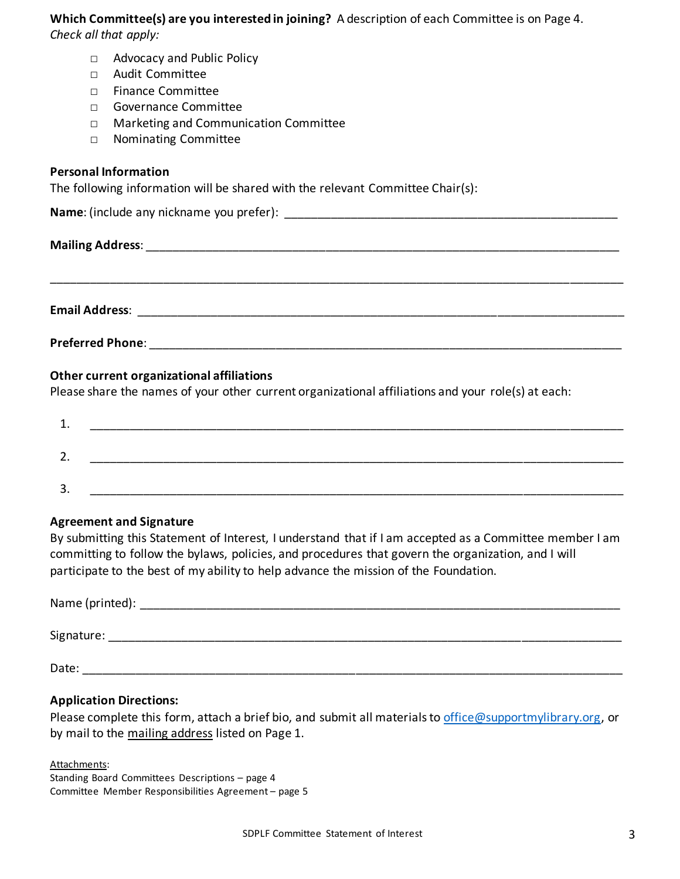**Which Committee(s) are you interested in joining?** A description of each Committee is on Page 4.
*Check all that apply:*

- □ Advocacy and Public Policy
- □ Audit Committee
- □ Finance Committee
- □ Governance Committee
- □ Marketing and Communication Committee
- □ Nominating Committee

**Personal Information**

The following information will be shared with the relevant Committee Chair(s):

**Name**: (include any nickname you prefer): ____________________________________________________

**Mailing Address**: _______________________________________________________________________

_____________________________________________________________________________________

**Email Address**: ________________________________________________________________________

**Preferred Phone**: _______________________________________________________________________

**Other current organizational affiliations**

Please share the names of your other current organizational affiliations and your role(s) at each:

1. _______________________________________________________________________________
2. _______________________________________________________________________________
3. _______________________________________________________________________________

**Agreement and Signature**

By submitting this Statement of Interest, I understand that if I am accepted as a Committee member I am committing to follow the bylaws, policies, and procedures that govern the organization, and I will participate to the best of my ability to help advance the mission of the Foundation.

Name (printed): __________________________________________________________________________

Signature: ______________________________________________________________________________

Date: __________________________________________________________________________________

**Application Directions:**

Please complete this form, attach a brief bio, and submit all materials to office@supportmylibrary.org, or by mail to the mailing address listed on Page 1.

Attachments:
Standing Board Committees Descriptions – page 4
Committee Member Responsibilities Agreement – page 5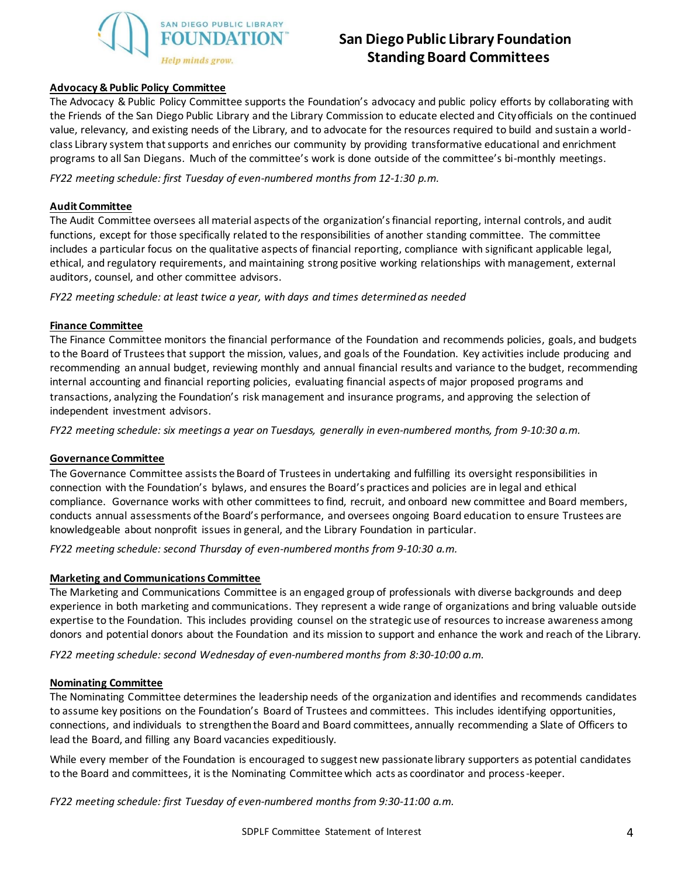# San Diego Public Library Foundation Standing Board Committees

**Advocacy & Public Policy Committee**

The Advocacy & Public Policy Committee supports the Foundation's advocacy and public policy efforts by collaborating with the Friends of the San Diego Public Library and the Library Commission to educate elected and City officials on the continued value, relevancy, and existing needs of the Library, and to advocate for the resources required to build and sustain a world-class Library system that supports and enriches our community by providing transformative educational and enrichment programs to all San Diegans. Much of the committee's work is done outside of the committee's bi-monthly meetings.

*FY22 meeting schedule: first Tuesday of even-numbered months from 12-1:30 p.m.*

**Audit Committee**

The Audit Committee oversees all material aspects of the organization's financial reporting, internal controls, and audit functions, except for those specifically related to the responsibilities of another standing committee. The committee includes a particular focus on the qualitative aspects of financial reporting, compliance with significant applicable legal, ethical, and regulatory requirements, and maintaining strong positive working relationships with management, external auditors, counsel, and other committee advisors.

*FY22 meeting schedule: at least twice a year, with days and times determined as needed*

**Finance Committee**

The Finance Committee monitors the financial performance of the Foundation and recommends policies, goals, and budgets to the Board of Trustees that support the mission, values, and goals of the Foundation. Key activities include producing and recommending an annual budget, reviewing monthly and annual financial results and variance to the budget, recommending internal accounting and financial reporting policies, evaluating financial aspects of major proposed programs and transactions, analyzing the Foundation's risk management and insurance programs, and approving the selection of independent investment advisors.

*FY22 meeting schedule: six meetings a year on Tuesdays, generally in even-numbered months, from 9-10:30 a.m.*

**Governance Committee**

The Governance Committee assists the Board of Trustees in undertaking and fulfilling its oversight responsibilities in connection with the Foundation's bylaws, and ensures the Board's practices and policies are in legal and ethical compliance. Governance works with other committees to find, recruit, and onboard new committee and Board members, conducts annual assessments of the Board's performance, and oversees ongoing Board education to ensure Trustees are knowledgeable about nonprofit issues in general, and the Library Foundation in particular.

*FY22 meeting schedule: second Thursday of even-numbered months from 9-10:30 a.m.*

**Marketing and Communications Committee**

The Marketing and Communications Committee is an engaged group of professionals with diverse backgrounds and deep experience in both marketing and communications. They represent a wide range of organizations and bring valuable outside expertise to the Foundation. This includes providing counsel on the strategic use of resources to increase awareness among donors and potential donors about the Foundation and its mission to support and enhance the work and reach of the Library.

*FY22 meeting schedule: second Wednesday of even-numbered months from 8:30-10:00 a.m.*

**Nominating Committee**

The Nominating Committee determines the leadership needs of the organization and identifies and recommends candidates to assume key positions on the Foundation's Board of Trustees and committees. This includes identifying opportunities, connections, and individuals to strengthen the Board and Board committees, annually recommending a Slate of Officers to lead the Board, and filling any Board vacancies expeditiously.

While every member of the Foundation is encouraged to suggest new passionate library supporters as potential candidates to the Board and committees, it is the Nominating Committee which acts as coordinator and process-keeper.

*FY22 meeting schedule: first Tuesday of even-numbered months from 9:30-11:00 a.m.*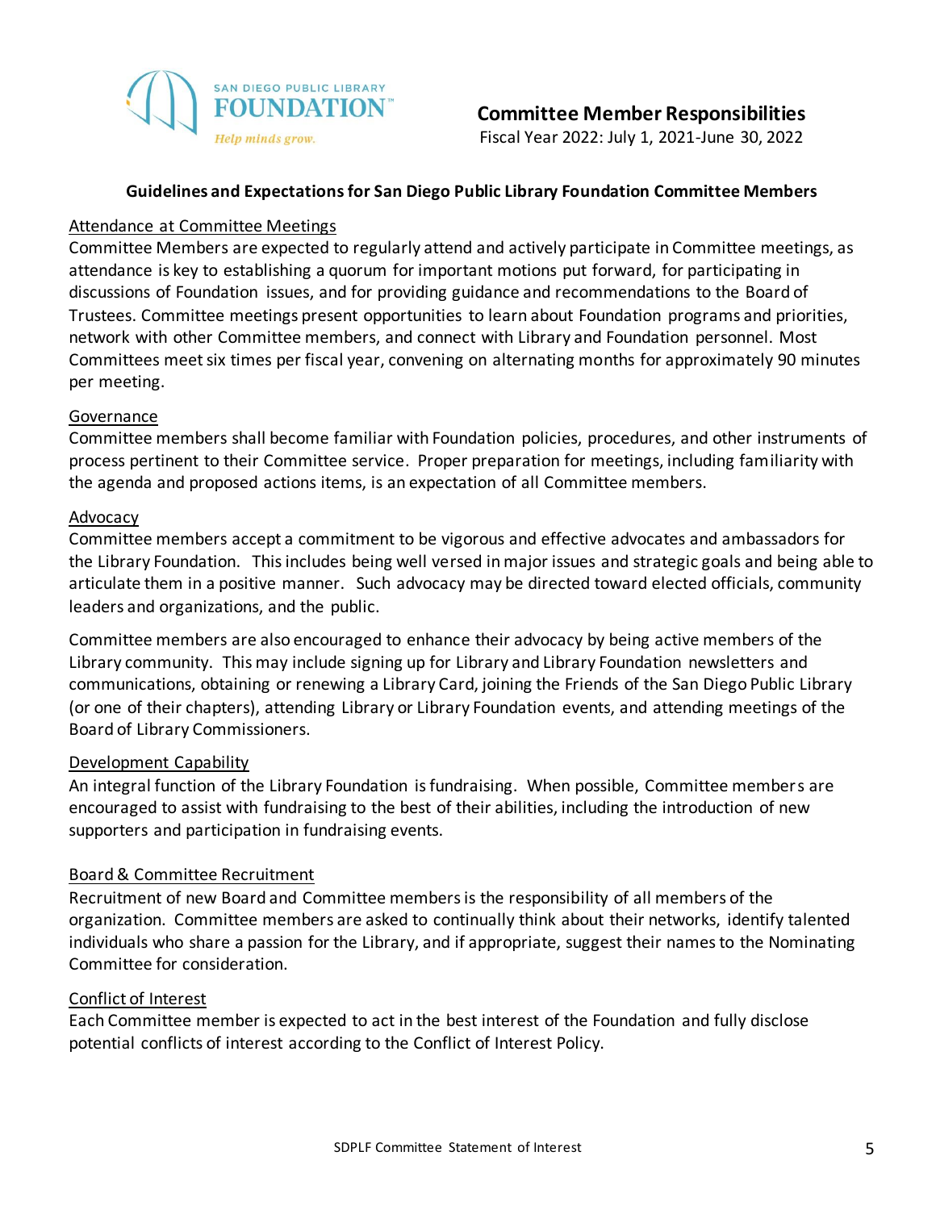SAN DIEGO PUBLIC LIBRARY
**FOUNDATION**™
*Help minds grow.*

# Committee Member Responsibilities

Fiscal Year 2022: July 1, 2021-June 30, 2022

## Guidelines and Expectations for San Diego Public Library Foundation Committee Members

### Attendance at Committee Meetings

Committee Members are expected to regularly attend and actively participate in Committee meetings, as attendance is key to establishing a quorum for important motions put forward, for participating in discussions of Foundation issues, and for providing guidance and recommendations to the Board of Trustees. Committee meetings present opportunities to learn about Foundation programs and priorities, network with other Committee members, and connect with Library and Foundation personnel. Most Committees meet six times per fiscal year, convening on alternating months for approximately 90 minutes per meeting.

### Governance

Committee members shall become familiar with Foundation policies, procedures, and other instruments of process pertinent to their Committee service. Proper preparation for meetings, including familiarity with the agenda and proposed actions items, is an expectation of all Committee members.

### Advocacy

Committee members accept a commitment to be vigorous and effective advocates and ambassadors for the Library Foundation. This includes being well versed in major issues and strategic goals and being able to articulate them in a positive manner. Such advocacy may be directed toward elected officials, community leaders and organizations, and the public.

Committee members are also encouraged to enhance their advocacy by being active members of the Library community. This may include signing up for Library and Library Foundation newsletters and communications, obtaining or renewing a Library Card, joining the Friends of the San Diego Public Library (or one of their chapters), attending Library or Library Foundation events, and attending meetings of the Board of Library Commissioners.

### Development Capability

An integral function of the Library Foundation is fundraising. When possible, Committee members are encouraged to assist with fundraising to the best of their abilities, including the introduction of new supporters and participation in fundraising events.

### Board & Committee Recruitment

Recruitment of new Board and Committee members is the responsibility of all members of the organization. Committee members are asked to continually think about their networks, identify talented individuals who share a passion for the Library, and if appropriate, suggest their names to the Nominating Committee for consideration.

### Conflict of Interest

Each Committee member is expected to act in the best interest of the Foundation and fully disclose potential conflicts of interest according to the Conflict of Interest Policy.